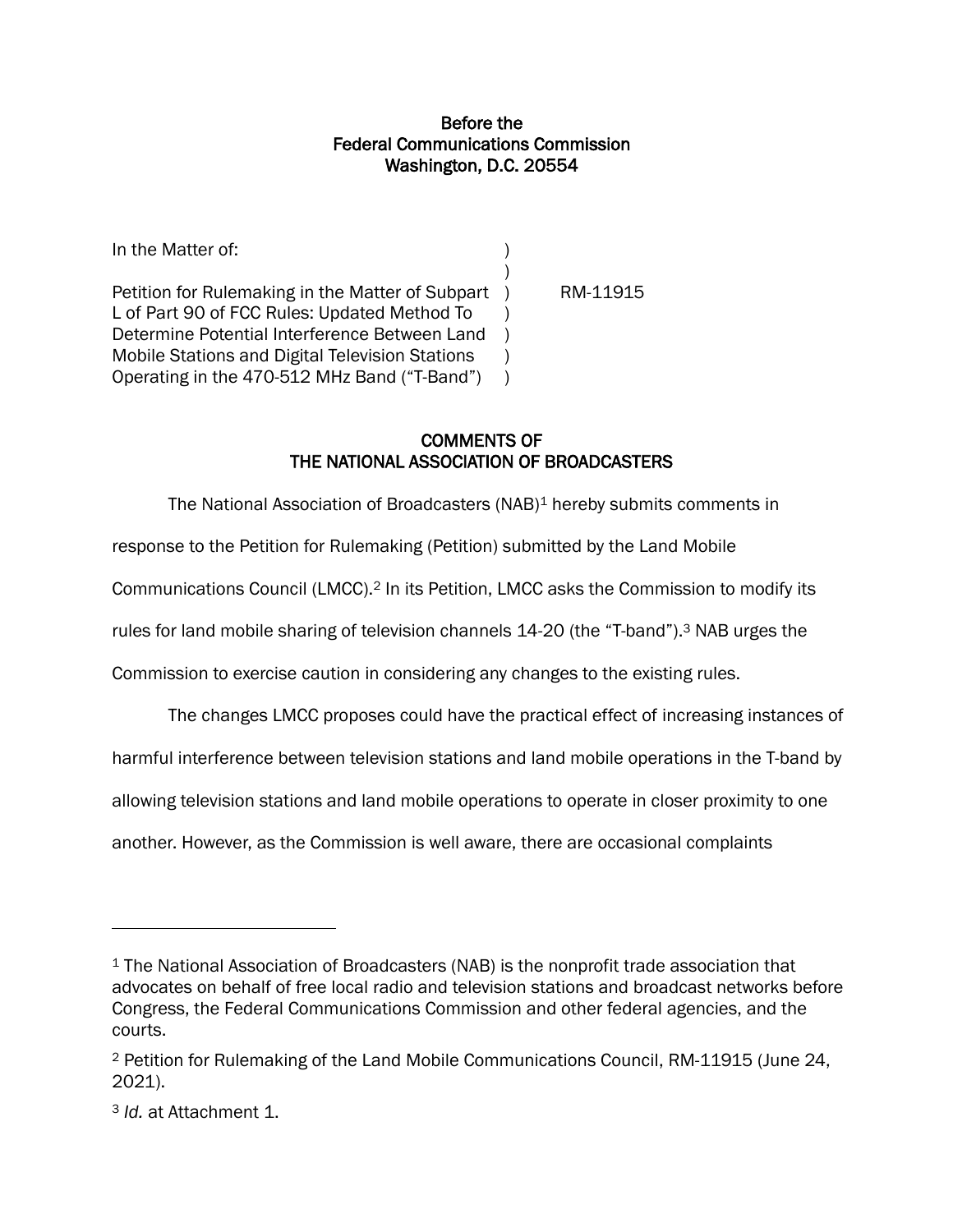**Before the**
**Federal Communications Commission**
**Washington, D.C. 20554**

| | | |
|---|---|---|
| In the Matter of: | ) | |
| | ) | |
| Petition for Rulemaking in the Matter of Subpart L of Part 90 of FCC Rules: Updated Method To Determine Potential Interference Between Land Mobile Stations and Digital Television Stations Operating in the 470-512 MHz Band ("T-Band") | ) | RM-11915 |

**COMMENTS OF**
**THE NATIONAL ASSOCIATION OF BROADCASTERS**

The National Association of Broadcasters (NAB)[1] hereby submits comments in response to the Petition for Rulemaking (Petition) submitted by the Land Mobile Communications Council (LMCC).[2] In its Petition, LMCC asks the Commission to modify its rules for land mobile sharing of television channels 14-20 (the "T-band").[3] NAB urges the Commission to exercise caution in considering any changes to the existing rules.

The changes LMCC proposes could have the practical effect of increasing instances of harmful interference between television stations and land mobile operations in the T-band by allowing television stations and land mobile operations to operate in closer proximity to one another. However, as the Commission is well aware, there are occasional complaints

---

[1] The National Association of Broadcasters (NAB) is the nonprofit trade association that advocates on behalf of free local radio and television stations and broadcast networks before Congress, the Federal Communications Commission and other federal agencies, and the courts.

[2] Petition for Rulemaking of the Land Mobile Communications Council, RM-11915 (June 24, 2021).

[3] *Id.* at Attachment 1.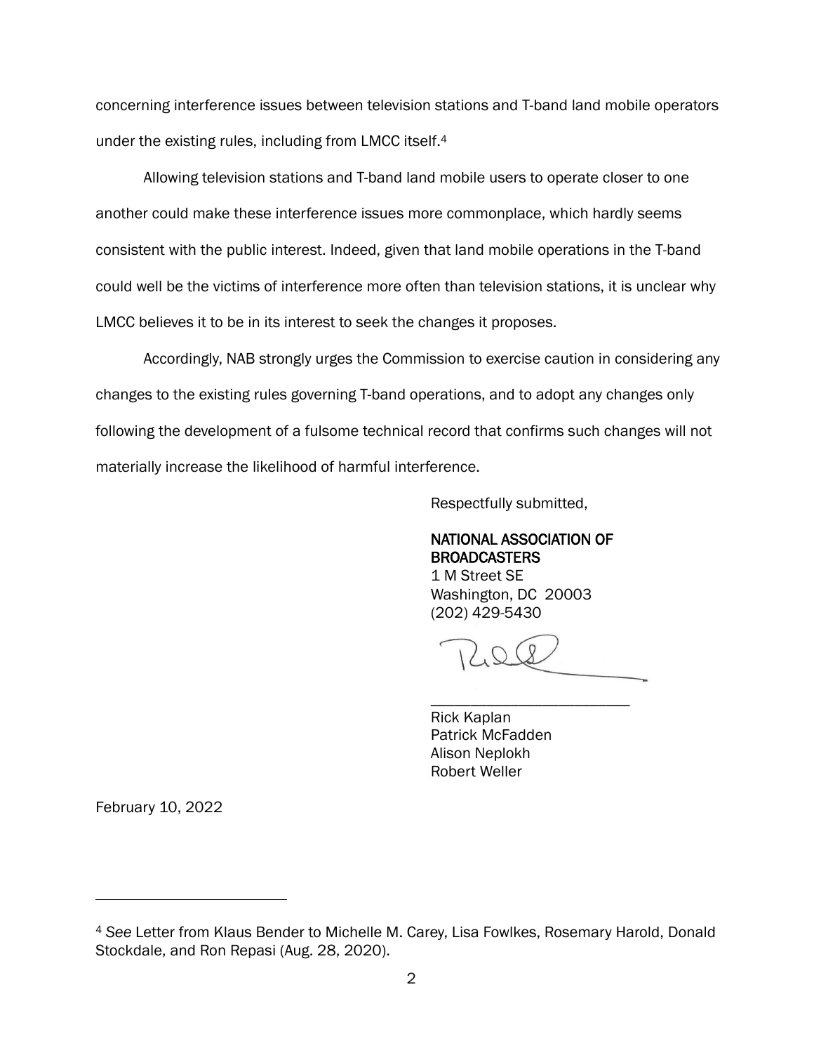concerning interference issues between television stations and T-band land mobile operators under the existing rules, including from LMCC itself.[4]

Allowing television stations and T-band land mobile users to operate closer to one another could make these interference issues more commonplace, which hardly seems consistent with the public interest. Indeed, given that land mobile operations in the T-band could well be the victims of interference more often than television stations, it is unclear why LMCC believes it to be in its interest to seek the changes it proposes.

Accordingly, NAB strongly urges the Commission to exercise caution in considering any changes to the existing rules governing T-band operations, and to adopt any changes only following the development of a fulsome technical record that confirms such changes will not materially increase the likelihood of harmful interference.

Respectfully submitted,

NATIONAL ASSOCIATION OF BROADCASTERS
1 M Street SE
Washington, DC 20003
(202) 429-5430

\_\_\_\_\_\_\_\_\_\_\_\_\_\_\_\_\_\_\_\_\_\_\_\_\_
Rick Kaplan
Patrick McFadden
Alison Neplokh
Robert Weller

February 10, 2022

---

[4] *See* Letter from Klaus Bender to Michelle M. Carey, Lisa Fowlkes, Rosemary Harold, Donald Stockdale, and Ron Repasi (Aug. 28, 2020).